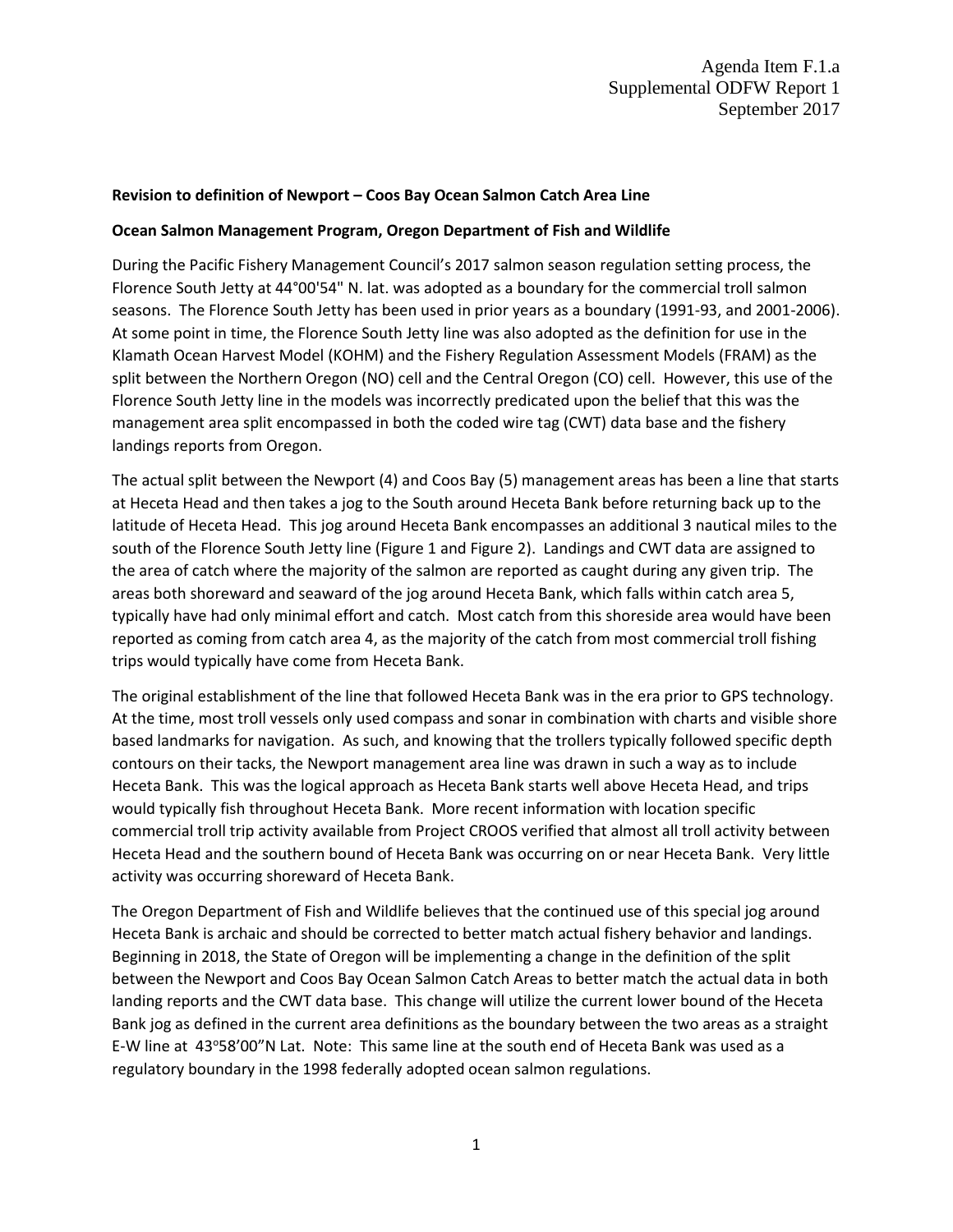Agenda Item F.1.a
Supplemental ODFW Report 1
September 2017

**Revision to definition of Newport – Coos Bay Ocean Salmon Catch Area Line**

**Ocean Salmon Management Program, Oregon Department of Fish and Wildlife**

During the Pacific Fishery Management Council's 2017 salmon season regulation setting process, the Florence South Jetty at 44°00'54" N. lat. was adopted as a boundary for the commercial troll salmon seasons. The Florence South Jetty has been used in prior years as a boundary (1991-93, and 2001-2006). At some point in time, the Florence South Jetty line was also adopted as the definition for use in the Klamath Ocean Harvest Model (KOHM) and the Fishery Regulation Assessment Models (FRAM) as the split between the Northern Oregon (NO) cell and the Central Oregon (CO) cell. However, this use of the Florence South Jetty line in the models was incorrectly predicated upon the belief that this was the management area split encompassed in both the coded wire tag (CWT) data base and the fishery landings reports from Oregon.

The actual split between the Newport (4) and Coos Bay (5) management areas has been a line that starts at Heceta Head and then takes a jog to the South around Heceta Bank before returning back up to the latitude of Heceta Head. This jog around Heceta Bank encompasses an additional 3 nautical miles to the south of the Florence South Jetty line (Figure 1 and Figure 2). Landings and CWT data are assigned to the area of catch where the majority of the salmon are reported as caught during any given trip. The areas both shoreward and seaward of the jog around Heceta Bank, which falls within catch area 5, typically have had only minimal effort and catch. Most catch from this shoreside area would have been reported as coming from catch area 4, as the majority of the catch from most commercial troll fishing trips would typically have come from Heceta Bank.

The original establishment of the line that followed Heceta Bank was in the era prior to GPS technology. At the time, most troll vessels only used compass and sonar in combination with charts and visible shore based landmarks for navigation. As such, and knowing that the trollers typically followed specific depth contours on their tacks, the Newport management area line was drawn in such a way as to include Heceta Bank. This was the logical approach as Heceta Bank starts well above Heceta Head, and trips would typically fish throughout Heceta Bank. More recent information with location specific commercial troll trip activity available from Project CROOS verified that almost all troll activity between Heceta Head and the southern bound of Heceta Bank was occurring on or near Heceta Bank. Very little activity was occurring shoreward of Heceta Bank.

The Oregon Department of Fish and Wildlife believes that the continued use of this special jog around Heceta Bank is archaic and should be corrected to better match actual fishery behavior and landings. Beginning in 2018, the State of Oregon will be implementing a change in the definition of the split between the Newport and Coos Bay Ocean Salmon Catch Areas to better match the actual data in both landing reports and the CWT data base. This change will utilize the current lower bound of the Heceta Bank jog as defined in the current area definitions as the boundary between the two areas as a straight E-W line at 43°58'00"N Lat. Note: This same line at the south end of Heceta Bank was used as a regulatory boundary in the 1998 federally adopted ocean salmon regulations.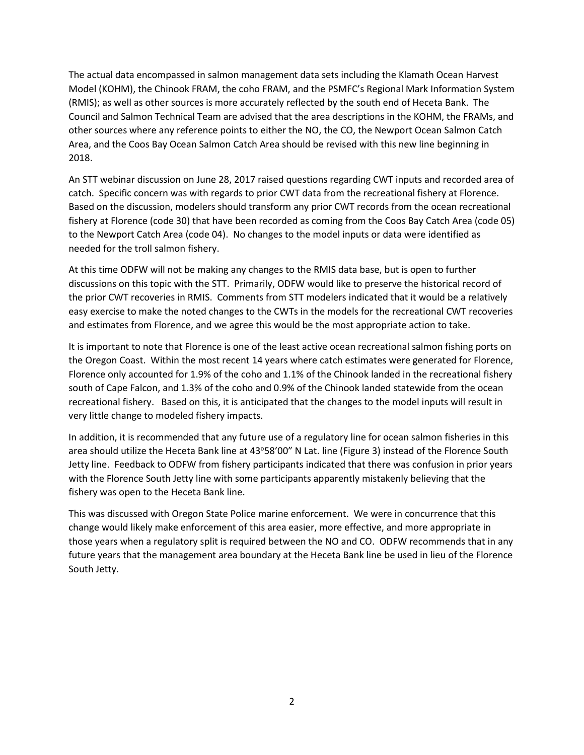The actual data encompassed in salmon management data sets including the Klamath Ocean Harvest Model (KOHM), the Chinook FRAM, the coho FRAM, and the PSMFC's Regional Mark Information System (RMIS); as well as other sources is more accurately reflected by the south end of Heceta Bank. The Council and Salmon Technical Team are advised that the area descriptions in the KOHM, the FRAMs, and other sources where any reference points to either the NO, the CO, the Newport Ocean Salmon Catch Area, and the Coos Bay Ocean Salmon Catch Area should be revised with this new line beginning in 2018.

An STT webinar discussion on June 28, 2017 raised questions regarding CWT inputs and recorded area of catch. Specific concern was with regards to prior CWT data from the recreational fishery at Florence. Based on the discussion, modelers should transform any prior CWT records from the ocean recreational fishery at Florence (code 30) that have been recorded as coming from the Coos Bay Catch Area (code 05) to the Newport Catch Area (code 04). No changes to the model inputs or data were identified as needed for the troll salmon fishery.

At this time ODFW will not be making any changes to the RMIS data base, but is open to further discussions on this topic with the STT. Primarily, ODFW would like to preserve the historical record of the prior CWT recoveries in RMIS. Comments from STT modelers indicated that it would be a relatively easy exercise to make the noted changes to the CWTs in the models for the recreational CWT recoveries and estimates from Florence, and we agree this would be the most appropriate action to take.

It is important to note that Florence is one of the least active ocean recreational salmon fishing ports on the Oregon Coast. Within the most recent 14 years where catch estimates were generated for Florence, Florence only accounted for 1.9% of the coho and 1.1% of the Chinook landed in the recreational fishery south of Cape Falcon, and 1.3% of the coho and 0.9% of the Chinook landed statewide from the ocean recreational fishery. Based on this, it is anticipated that the changes to the model inputs will result in very little change to modeled fishery impacts.

In addition, it is recommended that any future use of a regulatory line for ocean salmon fisheries in this area should utilize the Heceta Bank line at 43°58'00" N Lat. line (Figure 3) instead of the Florence South Jetty line. Feedback to ODFW from fishery participants indicated that there was confusion in prior years with the Florence South Jetty line with some participants apparently mistakenly believing that the fishery was open to the Heceta Bank line.

This was discussed with Oregon State Police marine enforcement. We were in concurrence that this change would likely make enforcement of this area easier, more effective, and more appropriate in those years when a regulatory split is required between the NO and CO. ODFW recommends that in any future years that the management area boundary at the Heceta Bank line be used in lieu of the Florence South Jetty.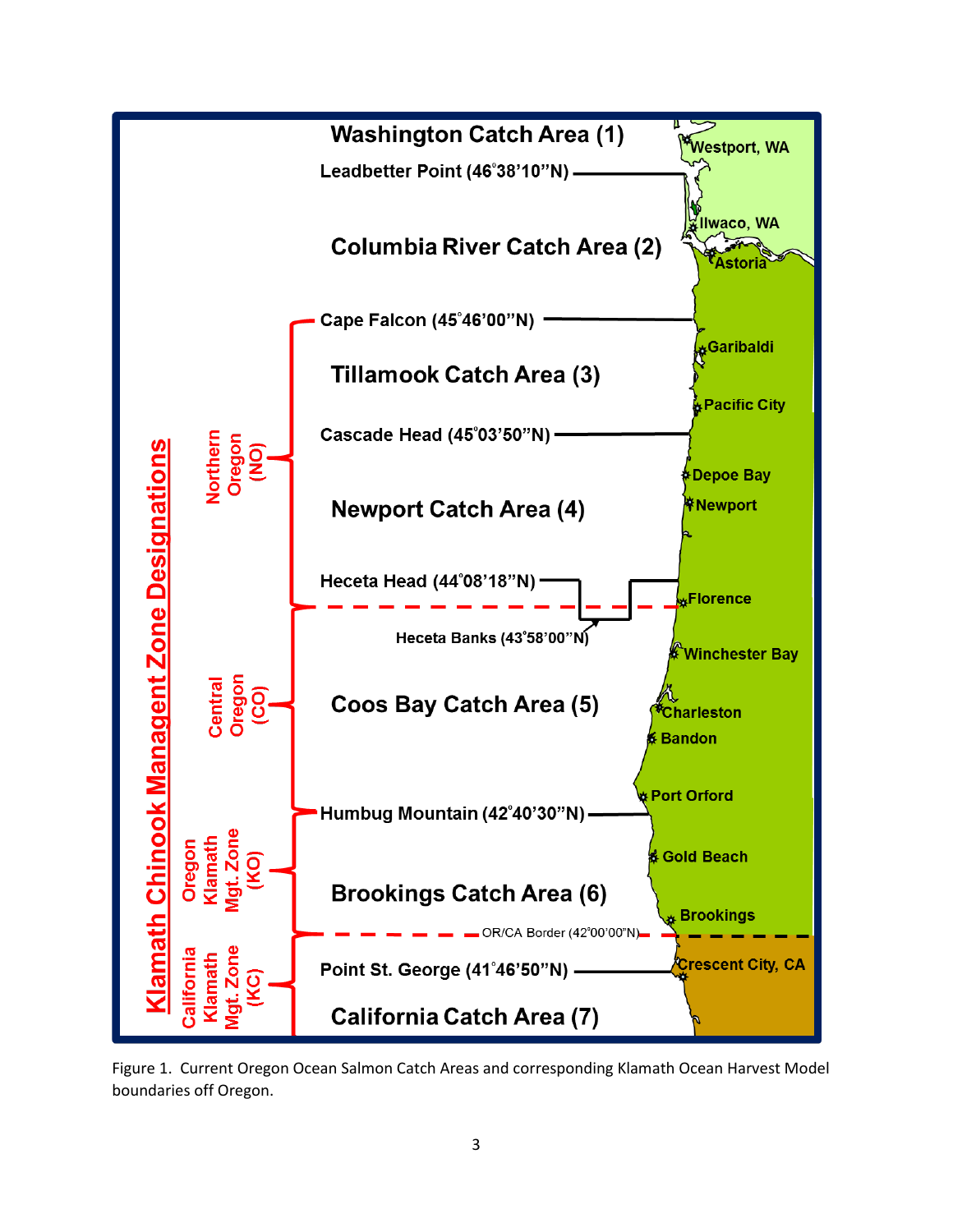Washington Catch Area (1)

Westport, WA

Leadbetter Point (46°38'10"N)

Ilwaco, WA

Columbia River Catch Area (2)

Astoria

Cape Falcon (45°46'00"N)

Garibaldi

Tillamook Catch Area (3)

Pacific City

Cascade Head (45°03'50"N)

Depoe Bay

Newport Catch Area (4)

Newport

Heceta Head (44°08'18"N)

Florence

Heceta Banks (43°58'00"N)

Winchester Bay

Coos Bay Catch Area (5)

Charleston

Bandon

Port Orford

Humbug Mountain (42°40'30"N)

Gold Beach

Brookings Catch Area (6)

Brookings

OR/CA Border (42°00'00"N)

Crescent City, CA

Point St. George (41°46'50"N)

California Catch Area (7)

Klamath Chinook Managent Zone Designations

Northern Oregon (NO)

Central Oregon (CO)

Oregon Klamath Mgt. Zone (KO)

California Klamath Mgt. Zone (KC)

Figure 1. Current Oregon Ocean Salmon Catch Areas and corresponding Klamath Ocean Harvest Model boundaries off Oregon.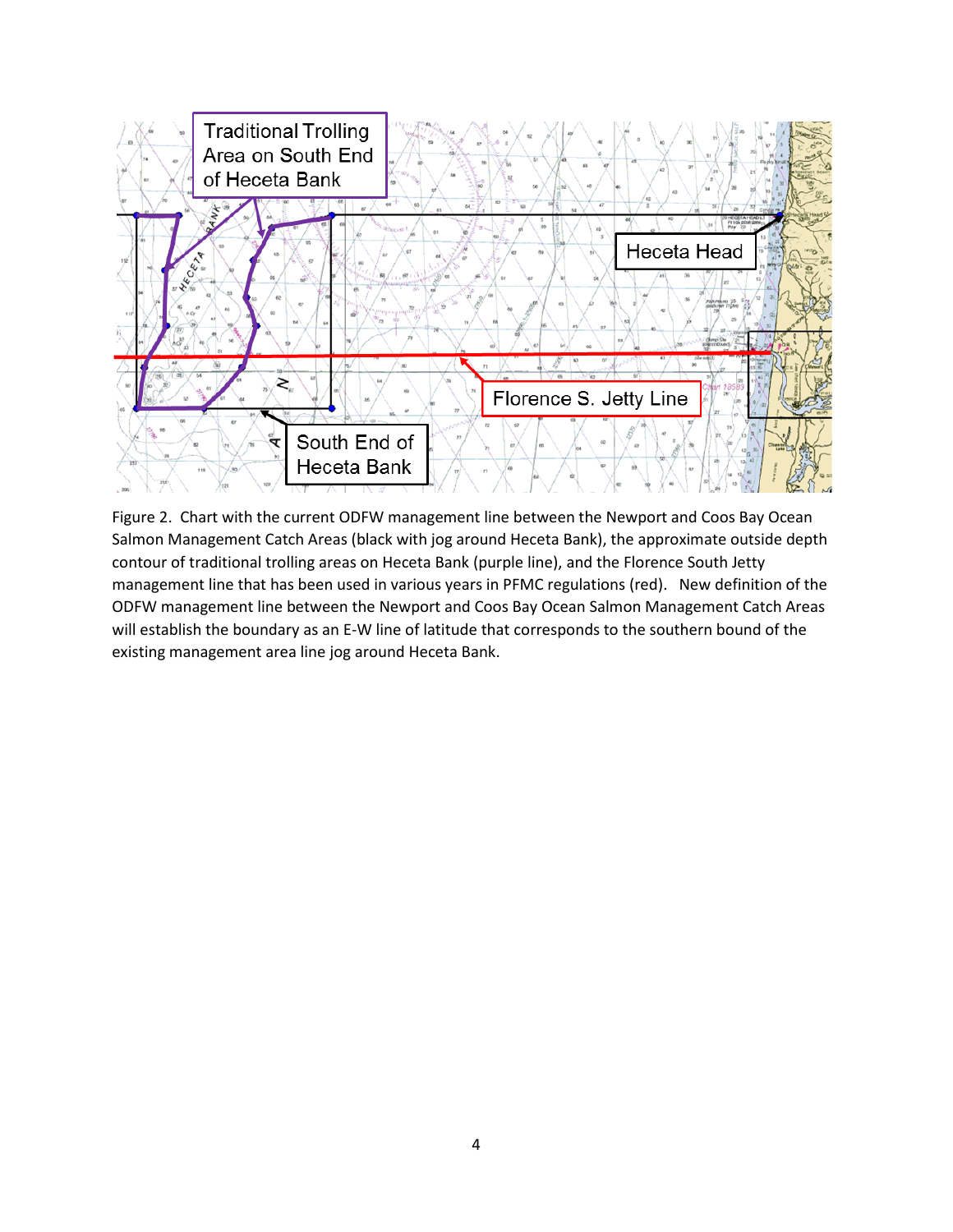Figure 2. Chart with the current ODFW management line between the Newport and Coos Bay Ocean Salmon Management Catch Areas (black with jog around Heceta Bank), the approximate outside depth contour of traditional trolling areas on Heceta Bank (purple line), and the Florence South Jetty management line that has been used in various years in PFMC regulations (red). New definition of the ODFW management line between the Newport and Coos Bay Ocean Salmon Management Catch Areas will establish the boundary as an E-W line of latitude that corresponds to the southern bound of the existing management area line jog around Heceta Bank.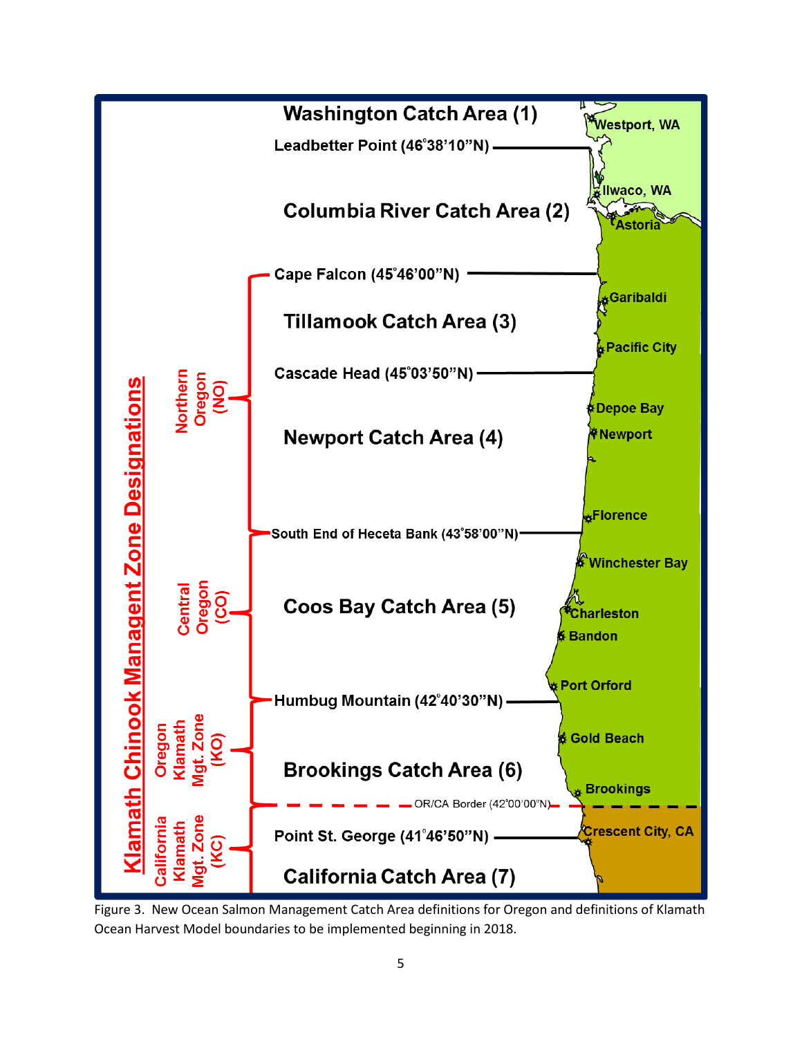Washington Catch Area (1)

Westport, WA

Leadbetter Point (46°38'10"N)

Ilwaco, WA

Columbia River Catch Area (2)

Astoria

Cape Falcon (45°46'00"N)

Garibaldi

Tillamook Catch Area (3)

Pacific City

Cascade Head (45°03'50"N)

Depoe Bay

Newport Catch Area (4)

Newport

Florence

South End of Heceta Bank (43°58'00"N)

Winchester Bay

Coos Bay Catch Area (5)

Charleston

Bandon

Port Orford

Humbug Mountain (42°40'30"N)

Gold Beach

Brookings Catch Area (6)

Brookings

OR/CA Border (42°00'00"N)

Crescent City, CA

Point St. George (41°46'50"N)

California Catch Area (7)

Klamath Chinook Managent Zone Designations

Northern Oregon (NO)

Central Oregon (CO)

Oregon Klamath Mgt. Zone (KO)

California Klamath Mgt. Zone (KC)

Figure 3. New Ocean Salmon Management Catch Area definitions for Oregon and definitions of Klamath Ocean Harvest Model boundaries to be implemented beginning in 2018.